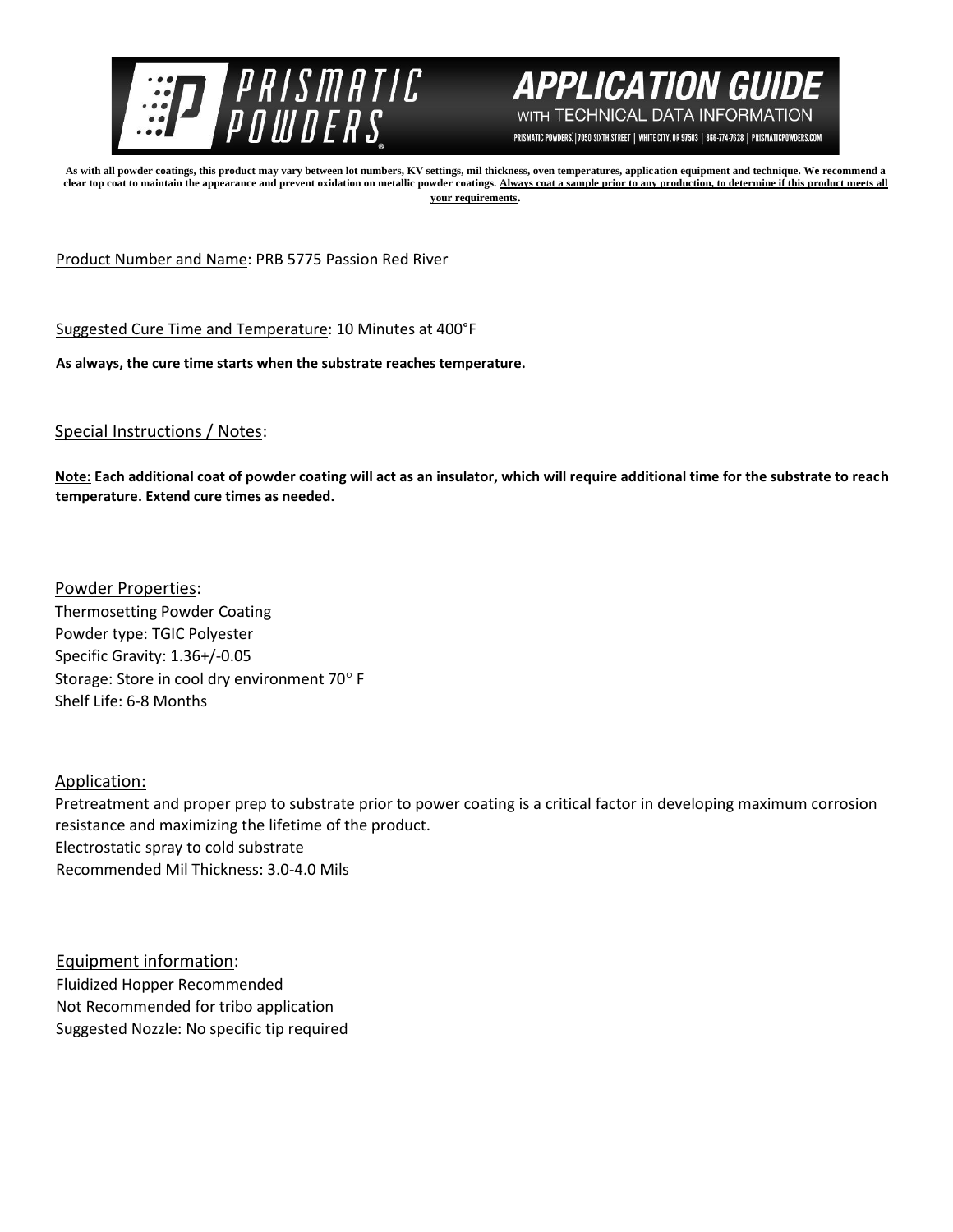# PRISMATIC POWDERS

## APPLICATION GUIDE

WITH TECHNICAL DATA INFORMATION

PRISMATIC POWDERS. | 7050 SIXTH STREET | WHITE CITY, OR 97503 | 866-774-7628 | PRISMATICPOWDERS.COM

**As with all powder coatings, this product may vary between lot numbers, KV settings, mil thickness, oven temperatures, application equipment and technique. We recommend a clear top coat to maintain the appearance and prevent oxidation on metallic powder coatings. Always coat a sample prior to any production, to determine if this product meets all your requirements.**

Product Number and Name: PRB 5775 Passion Red River

Suggested Cure Time and Temperature: 10 Minutes at 400°F

**As always, the cure time starts when the substrate reaches temperature.**

Special Instructions / Notes:

**Note: Each additional coat of powder coating will act as an insulator, which will require additional time for the substrate to reach temperature. Extend cure times as needed.**

Powder Properties:
Thermosetting Powder Coating
Powder type: TGIC Polyester
Specific Gravity: 1.36+/-0.05
Storage: Store in cool dry environment 70° F
Shelf Life: 6-8 Months

Application:
Pretreatment and proper prep to substrate prior to power coating is a critical factor in developing maximum corrosion resistance and maximizing the lifetime of the product.
Electrostatic spray to cold substrate
Recommended Mil Thickness: 3.0-4.0 Mils

Equipment information:
Fluidized Hopper Recommended
Not Recommended for tribo application
Suggested Nozzle: No specific tip required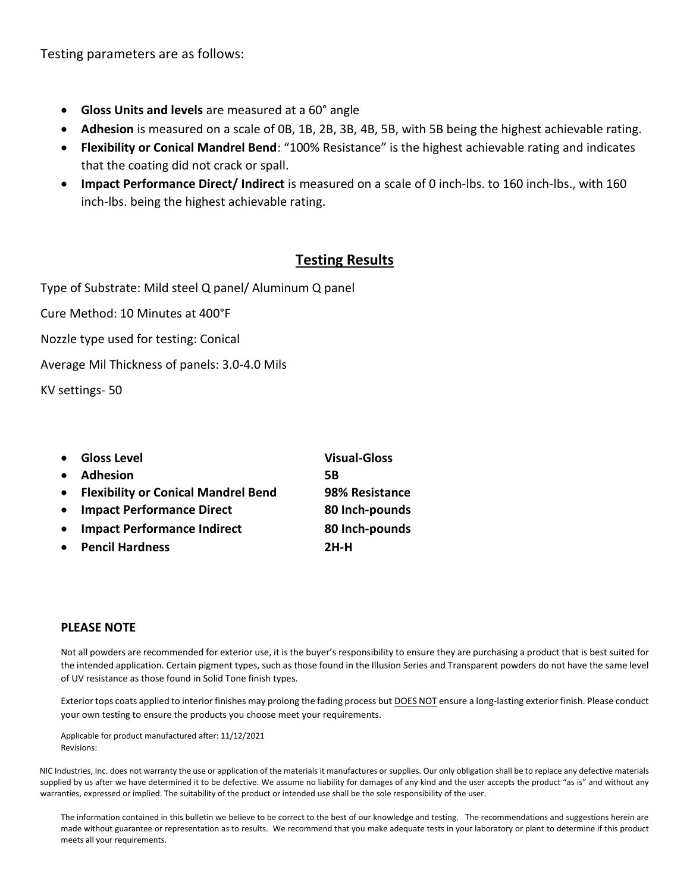Testing parameters are as follows:

- **Gloss Units and levels** are measured at a 60° angle
- **Adhesion** is measured on a scale of 0B, 1B, 2B, 3B, 4B, 5B, with 5B being the highest achievable rating.
- **Flexibility or Conical Mandrel Bend**: "100% Resistance" is the highest achievable rating and indicates that the coating did not crack or spall.
- **Impact Performance Direct/ Indirect** is measured on a scale of 0 inch-lbs. to 160 inch-lbs., with 160 inch-lbs. being the highest achievable rating.

## Testing Results

Type of Substrate: Mild steel Q panel/ Aluminum Q panel

Cure Method: 10 Minutes at 400°F

Nozzle type used for testing: Conical

Average Mil Thickness of panels: 3.0-4.0 Mils

KV settings- 50

| | |
|---|---|
| **Gloss Level** | **Visual-Gloss** |
| **Adhesion** | **5B** |
| **Flexibility or Conical Mandrel Bend** | **98% Resistance** |
| **Impact Performance Direct** | **80 Inch-pounds** |
| **Impact Performance Indirect** | **80 Inch-pounds** |
| **Pencil Hardness** | **2H-H** |

### PLEASE NOTE

Not all powders are recommended for exterior use, it is the buyer's responsibility to ensure they are purchasing a product that is best suited for the intended application. Certain pigment types, such as those found in the Illusion Series and Transparent powders do not have the same level of UV resistance as those found in Solid Tone finish types.

Exterior tops coats applied to interior finishes may prolong the fading process but DOES NOT ensure a long-lasting exterior finish. Please conduct your own testing to ensure the products you choose meet your requirements.

Applicable for product manufactured after: 11/12/2021
Revisions:

NIC Industries, Inc. does not warranty the use or application of the materials it manufactures or supplies. Our only obligation shall be to replace any defective materials supplied by us after we have determined it to be defective. We assume no liability for damages of any kind and the user accepts the product "as is" and without any warranties, expressed or implied. The suitability of the product or intended use shall be the sole responsibility of the user.

The information contained in this bulletin we believe to be correct to the best of our knowledge and testing. The recommendations and suggestions herein are made without guarantee or representation as to results. We recommend that you make adequate tests in your laboratory or plant to determine if this product meets all your requirements.